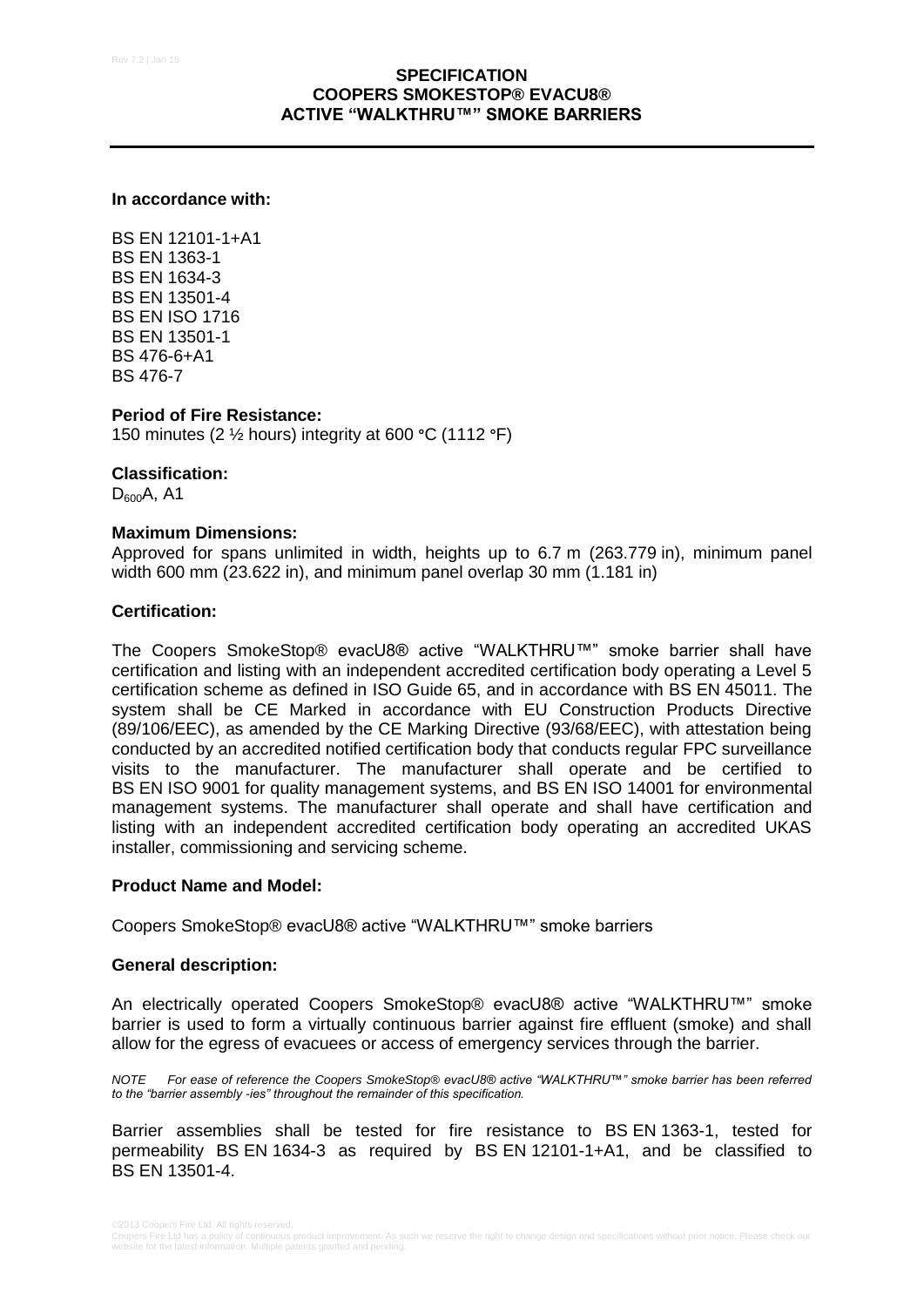# SPECIFICATION
## COOPERS SMOKESTOP® EVACU8®
## ACTIVE "WALKTHRU™" SMOKE BARRIERS

**In accordance with:**

BS EN 12101-1+A1
BS EN 1363-1
BS EN 1634-3
BS EN 13501-4
BS EN ISO 1716
BS EN 13501-1
BS 476-6+A1
BS 476-7

**Period of Fire Resistance:**
150 minutes (2 ½ hours) integrity at 600 °C (1112 °F)

**Classification:**
$D_{600}$A, A1

**Maximum Dimensions:**
Approved for spans unlimited in width, heights up to 6.7 m (263.779 in), minimum panel width 600 mm (23.622 in), and minimum panel overlap 30 mm (1.181 in)

**Certification:**

The Coopers SmokeStop® evacU8® active "WALKTHRU™" smoke barrier shall have certification and listing with an independent accredited certification body operating a Level 5 certification scheme as defined in ISO Guide 65, and in accordance with BS EN 45011. The system shall be CE Marked in accordance with EU Construction Products Directive (89/106/EEC), as amended by the CE Marking Directive (93/68/EEC), with attestation being conducted by an accredited notified certification body that conducts regular FPC surveillance visits to the manufacturer. The manufacturer shall operate and be certified to BS EN ISO 9001 for quality management systems, and BS EN ISO 14001 for environmental management systems. The manufacturer shall operate and shall have certification and listing with an independent accredited certification body operating an accredited UKAS installer, commissioning and servicing scheme.

**Product Name and Model:**

Coopers SmokeStop® evacU8® active "WALKTHRU™" smoke barriers

**General description:**

An electrically operated Coopers SmokeStop® evacU8® active "WALKTHRU™" smoke barrier is used to form a virtually continuous barrier against fire effluent (smoke) and shall allow for the egress of evacuees or access of emergency services through the barrier.

*NOTE For ease of reference the Coopers SmokeStop® evacU8® active "WALKTHRU™" smoke barrier has been referred to the "barrier assembly -ies" throughout the remainder of this specification.*

Barrier assemblies shall be tested for fire resistance to BS EN 1363-1, tested for permeability BS EN 1634-3 as required by BS EN 12101-1+A1, and be classified to BS EN 13501-4.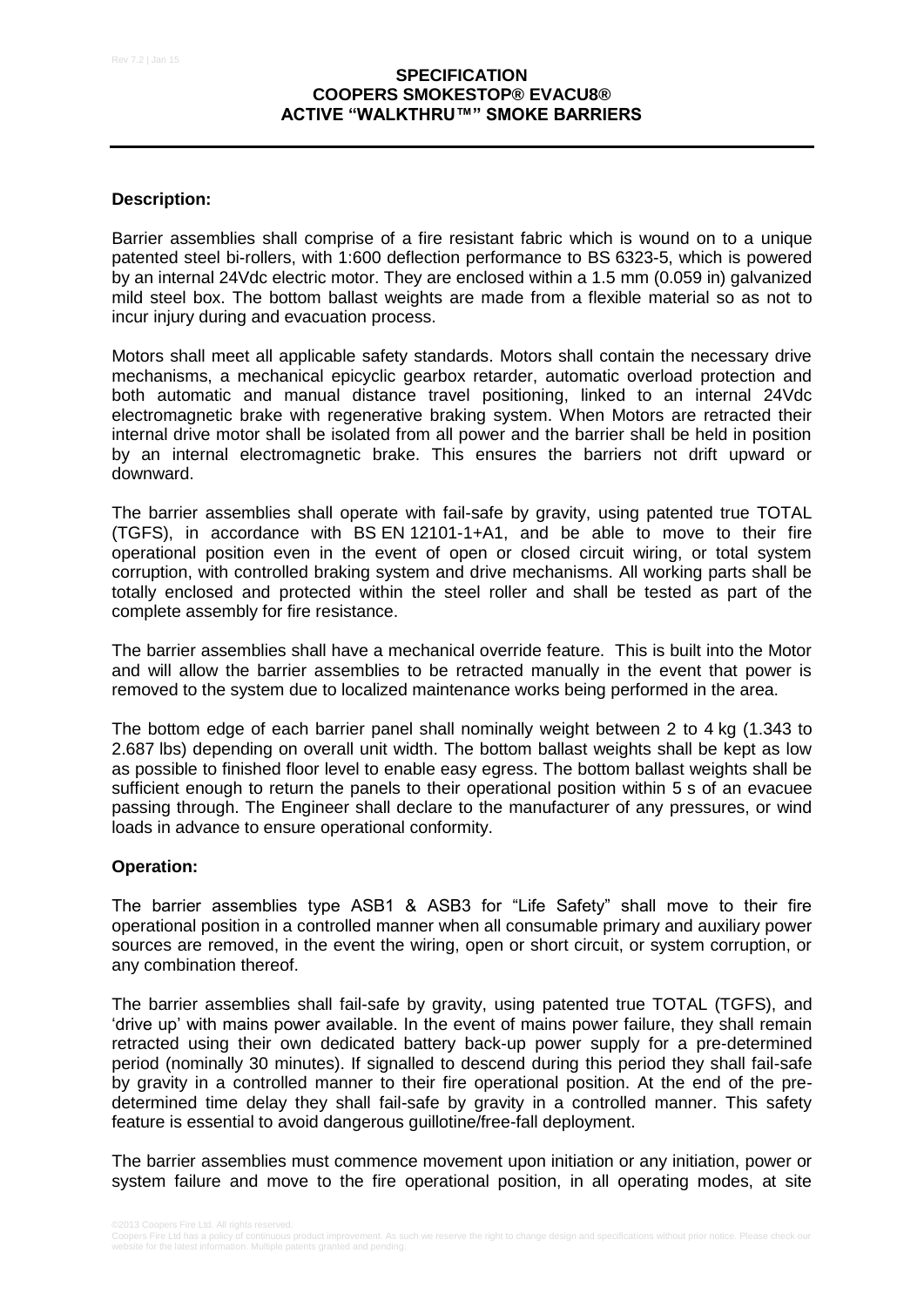**SPECIFICATION**
**COOPERS SMOKESTOP® EVACU8®**
**ACTIVE "WALKTHRU™" SMOKE BARRIERS**

---

**Description:**

Barrier assemblies shall comprise of a fire resistant fabric which is wound on to a unique patented steel bi-rollers, with 1:600 deflection performance to BS 6323-5, which is powered by an internal 24Vdc electric motor. They are enclosed within a 1.5 mm (0.059 in) galvanized mild steel box. The bottom ballast weights are made from a flexible material so as not to incur injury during and evacuation process.

Motors shall meet all applicable safety standards. Motors shall contain the necessary drive mechanisms, a mechanical epicyclic gearbox retarder, automatic overload protection and both automatic and manual distance travel positioning, linked to an internal 24Vdc electromagnetic brake with regenerative braking system. When Motors are retracted their internal drive motor shall be isolated from all power and the barrier shall be held in position by an internal electromagnetic brake. This ensures the barriers not drift upward or downward.

The barrier assemblies shall operate with fail-safe by gravity, using patented true TOTAL (TGFS), in accordance with BS EN 12101-1+A1, and be able to move to their fire operational position even in the event of open or closed circuit wiring, or total system corruption, with controlled braking system and drive mechanisms. All working parts shall be totally enclosed and protected within the steel roller and shall be tested as part of the complete assembly for fire resistance.

The barrier assemblies shall have a mechanical override feature. This is built into the Motor and will allow the barrier assemblies to be retracted manually in the event that power is removed to the system due to localized maintenance works being performed in the area.

The bottom edge of each barrier panel shall nominally weight between 2 to 4 kg (1.343 to 2.687 lbs) depending on overall unit width. The bottom ballast weights shall be kept as low as possible to finished floor level to enable easy egress. The bottom ballast weights shall be sufficient enough to return the panels to their operational position within 5 s of an evacuee passing through. The Engineer shall declare to the manufacturer of any pressures, or wind loads in advance to ensure operational conformity.

**Operation:**

The barrier assemblies type ASB1 & ASB3 for "Life Safety" shall move to their fire operational position in a controlled manner when all consumable primary and auxiliary power sources are removed, in the event the wiring, open or short circuit, or system corruption, or any combination thereof.

The barrier assemblies shall fail-safe by gravity, using patented true TOTAL (TGFS), and 'drive up' with mains power available. In the event of mains power failure, they shall remain retracted using their own dedicated battery back-up power supply for a pre-determined period (nominally 30 minutes). If signalled to descend during this period they shall fail-safe by gravity in a controlled manner to their fire operational position. At the end of the pre-determined time delay they shall fail-safe by gravity in a controlled manner. This safety feature is essential to avoid dangerous guillotine/free-fall deployment.

The barrier assemblies must commence movement upon initiation or any initiation, power or system failure and move to the fire operational position, in all operating modes, at site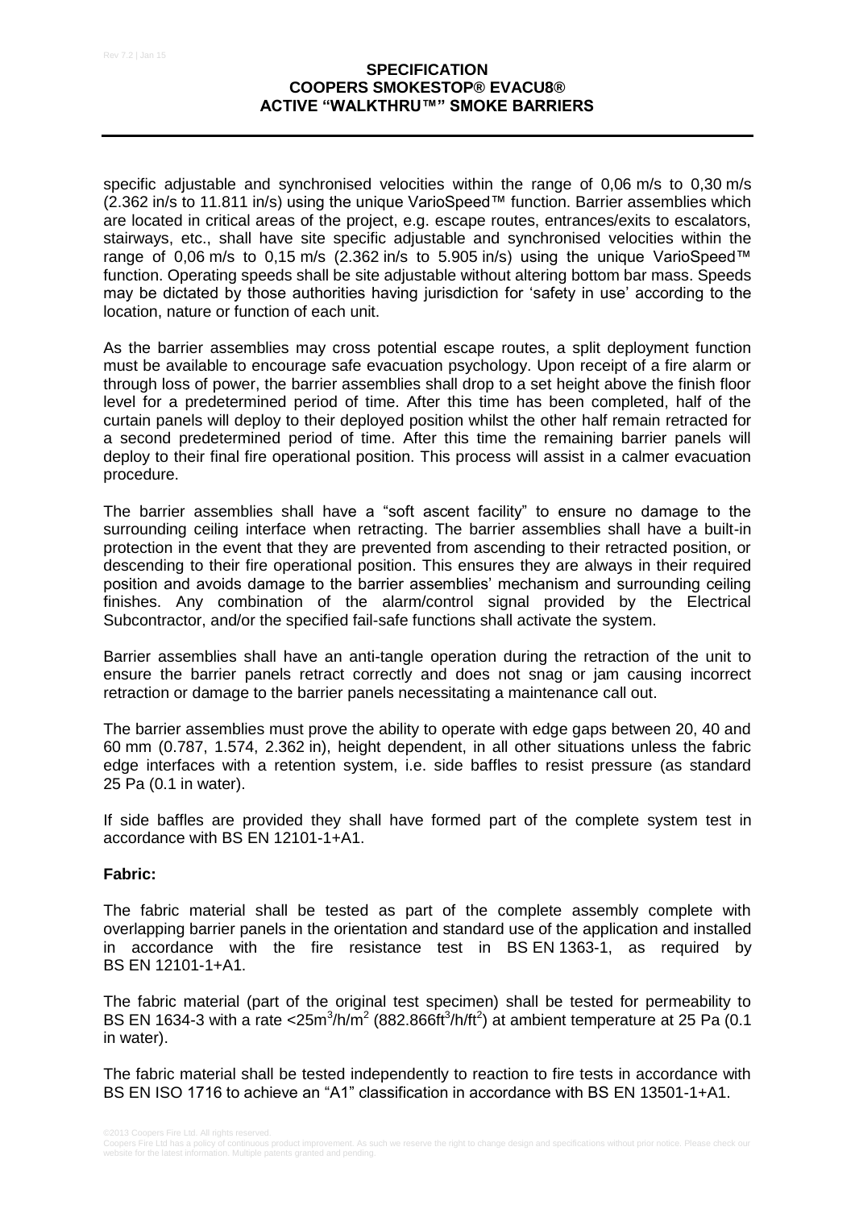specific adjustable and synchronised velocities within the range of 0,06 m/s to 0,30 m/s (2.362 in/s to 11.811 in/s) using the unique VarioSpeed™ function. Barrier assemblies which are located in critical areas of the project, e.g. escape routes, entrances/exits to escalators, stairways, etc., shall have site specific adjustable and synchronised velocities within the range of 0,06 m/s to 0,15 m/s (2.362 in/s to 5.905 in/s) using the unique VarioSpeed™ function. Operating speeds shall be site adjustable without altering bottom bar mass. Speeds may be dictated by those authorities having jurisdiction for 'safety in use' according to the location, nature or function of each unit.

As the barrier assemblies may cross potential escape routes, a split deployment function must be available to encourage safe evacuation psychology. Upon receipt of a fire alarm or through loss of power, the barrier assemblies shall drop to a set height above the finish floor level for a predetermined period of time. After this time has been completed, half of the curtain panels will deploy to their deployed position whilst the other half remain retracted for a second predetermined period of time. After this time the remaining barrier panels will deploy to their final fire operational position. This process will assist in a calmer evacuation procedure.

The barrier assemblies shall have a "soft ascent facility" to ensure no damage to the surrounding ceiling interface when retracting. The barrier assemblies shall have a built-in protection in the event that they are prevented from ascending to their retracted position, or descending to their fire operational position. This ensures they are always in their required position and avoids damage to the barrier assemblies' mechanism and surrounding ceiling finishes. Any combination of the alarm/control signal provided by the Electrical Subcontractor, and/or the specified fail-safe functions shall activate the system.

Barrier assemblies shall have an anti-tangle operation during the retraction of the unit to ensure the barrier panels retract correctly and does not snag or jam causing incorrect retraction or damage to the barrier panels necessitating a maintenance call out.

The barrier assemblies must prove the ability to operate with edge gaps between 20, 40 and 60 mm (0.787, 1.574, 2.362 in), height dependent, in all other situations unless the fabric edge interfaces with a retention system, i.e. side baffles to resist pressure (as standard 25 Pa (0.1 in water).

If side baffles are provided they shall have formed part of the complete system test in accordance with BS EN 12101-1+A1.

**Fabric:**

The fabric material shall be tested as part of the complete assembly complete with overlapping barrier panels in the orientation and standard use of the application and installed in accordance with the fire resistance test in BS EN 1363-1, as required by BS EN 12101-1+A1.

The fabric material (part of the original test specimen) shall be tested for permeability to BS EN 1634-3 with a rate <25m$^3$/h/m$^2$ (882.866ft$^3$/h/ft$^2$) at ambient temperature at 25 Pa (0.1 in water).

The fabric material shall be tested independently to reaction to fire tests in accordance with BS EN ISO 1716 to achieve an "A1" classification in accordance with BS EN 13501-1+A1.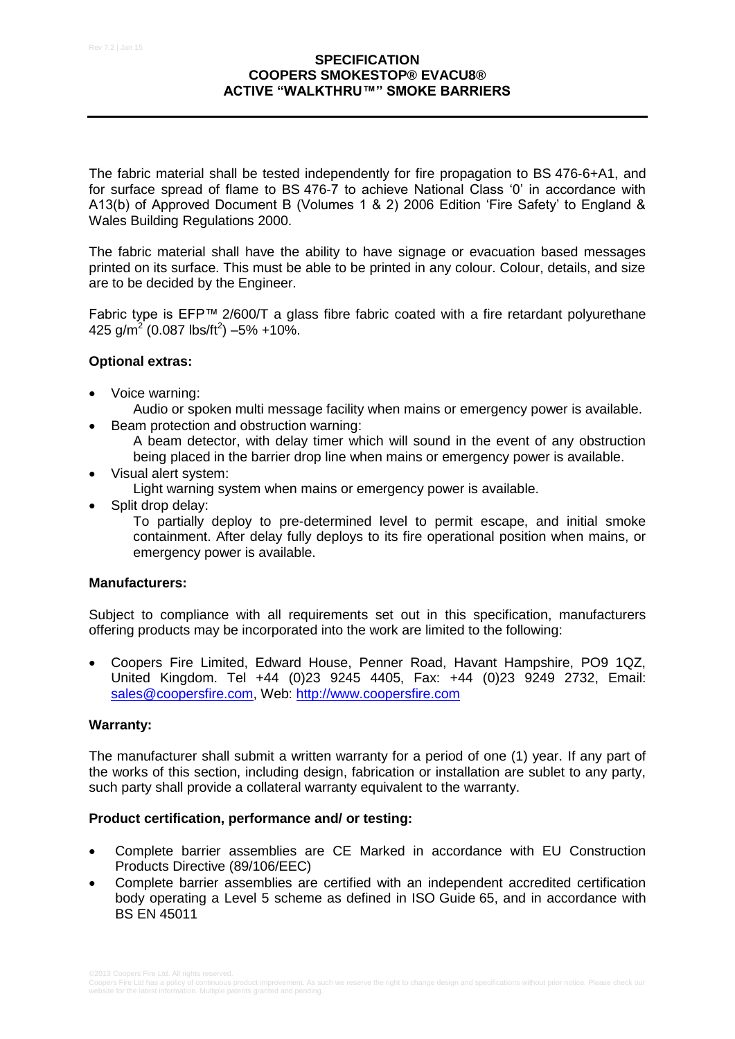**SPECIFICATION**
**COOPERS SMOKESTOP® EVACU8®**
**ACTIVE "WALKTHRU™" SMOKE BARRIERS**

The fabric material shall be tested independently for fire propagation to BS 476-6+A1, and for surface spread of flame to BS 476-7 to achieve National Class '0' in accordance with A13(b) of Approved Document B (Volumes 1 & 2) 2006 Edition 'Fire Safety' to England & Wales Building Regulations 2000.

The fabric material shall have the ability to have signage or evacuation based messages printed on its surface. This must be able to be printed in any colour. Colour, details, and size are to be decided by the Engineer.

Fabric type is EFP™ 2/600/T a glass fibre fabric coated with a fire retardant polyurethane 425 $g/m^2$ (0.087 $lbs/ft^2$) –5% +10%.

**Optional extras:**

- Voice warning:
  Audio or spoken multi message facility when mains or emergency power is available.
- Beam protection and obstruction warning:
  A beam detector, with delay timer which will sound in the event of any obstruction being placed in the barrier drop line when mains or emergency power is available.
- Visual alert system:
  Light warning system when mains or emergency power is available.
- Split drop delay:
  To partially deploy to pre-determined level to permit escape, and initial smoke containment. After delay fully deploys to its fire operational position when mains, or emergency power is available.

**Manufacturers:**

Subject to compliance with all requirements set out in this specification, manufacturers offering products may be incorporated into the work are limited to the following:

- Coopers Fire Limited, Edward House, Penner Road, Havant Hampshire, PO9 1QZ, United Kingdom. Tel +44 (0)23 9245 4405, Fax: +44 (0)23 9249 2732, Email: sales@coopersfire.com, Web: http://www.coopersfire.com

**Warranty:**

The manufacturer shall submit a written warranty for a period of one (1) year. If any part of the works of this section, including design, fabrication or installation are sublet to any party, such party shall provide a collateral warranty equivalent to the warranty.

**Product certification, performance and/ or testing:**

- Complete barrier assemblies are CE Marked in accordance with EU Construction Products Directive (89/106/EEC)
- Complete barrier assemblies are certified with an independent accredited certification body operating a Level 5 scheme as defined in ISO Guide 65, and in accordance with BS EN 45011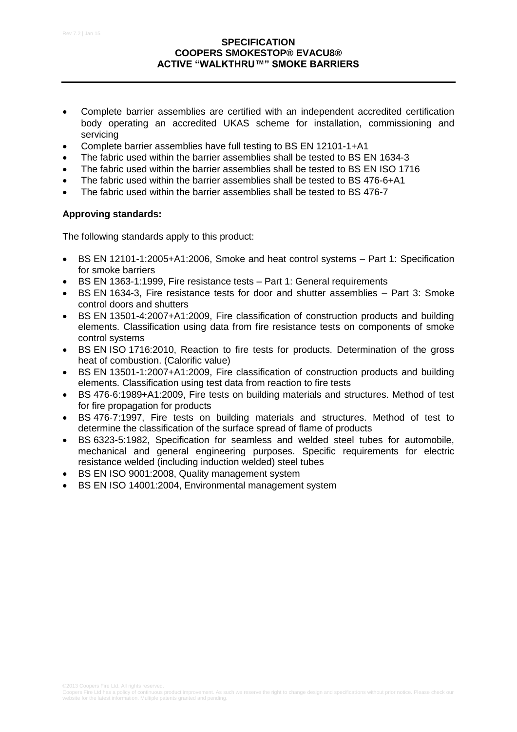- Complete barrier assemblies are certified with an independent accredited certification body operating an accredited UKAS scheme for installation, commissioning and servicing
- Complete barrier assemblies have full testing to BS EN 12101-1+A1
- The fabric used within the barrier assemblies shall be tested to BS EN 1634-3
- The fabric used within the barrier assemblies shall be tested to BS EN ISO 1716
- The fabric used within the barrier assemblies shall be tested to BS 476-6+A1
- The fabric used within the barrier assemblies shall be tested to BS 476-7

**Approving standards:**

The following standards apply to this product:

- BS EN 12101-1:2005+A1:2006, Smoke and heat control systems – Part 1: Specification for smoke barriers
- BS EN 1363-1:1999, Fire resistance tests – Part 1: General requirements
- BS EN 1634-3, Fire resistance tests for door and shutter assemblies – Part 3: Smoke control doors and shutters
- BS EN 13501-4:2007+A1:2009, Fire classification of construction products and building elements. Classification using data from fire resistance tests on components of smoke control systems
- BS EN ISO 1716:2010, Reaction to fire tests for products. Determination of the gross heat of combustion. (Calorific value)
- BS EN 13501-1:2007+A1:2009, Fire classification of construction products and building elements. Classification using test data from reaction to fire tests
- BS 476-6:1989+A1:2009, Fire tests on building materials and structures. Method of test for fire propagation for products
- BS 476-7:1997, Fire tests on building materials and structures. Method of test to determine the classification of the surface spread of flame of products
- BS 6323-5:1982, Specification for seamless and welded steel tubes for automobile, mechanical and general engineering purposes. Specific requirements for electric resistance welded (including induction welded) steel tubes
- BS EN ISO 9001:2008, Quality management system
- BS EN ISO 14001:2004, Environmental management system